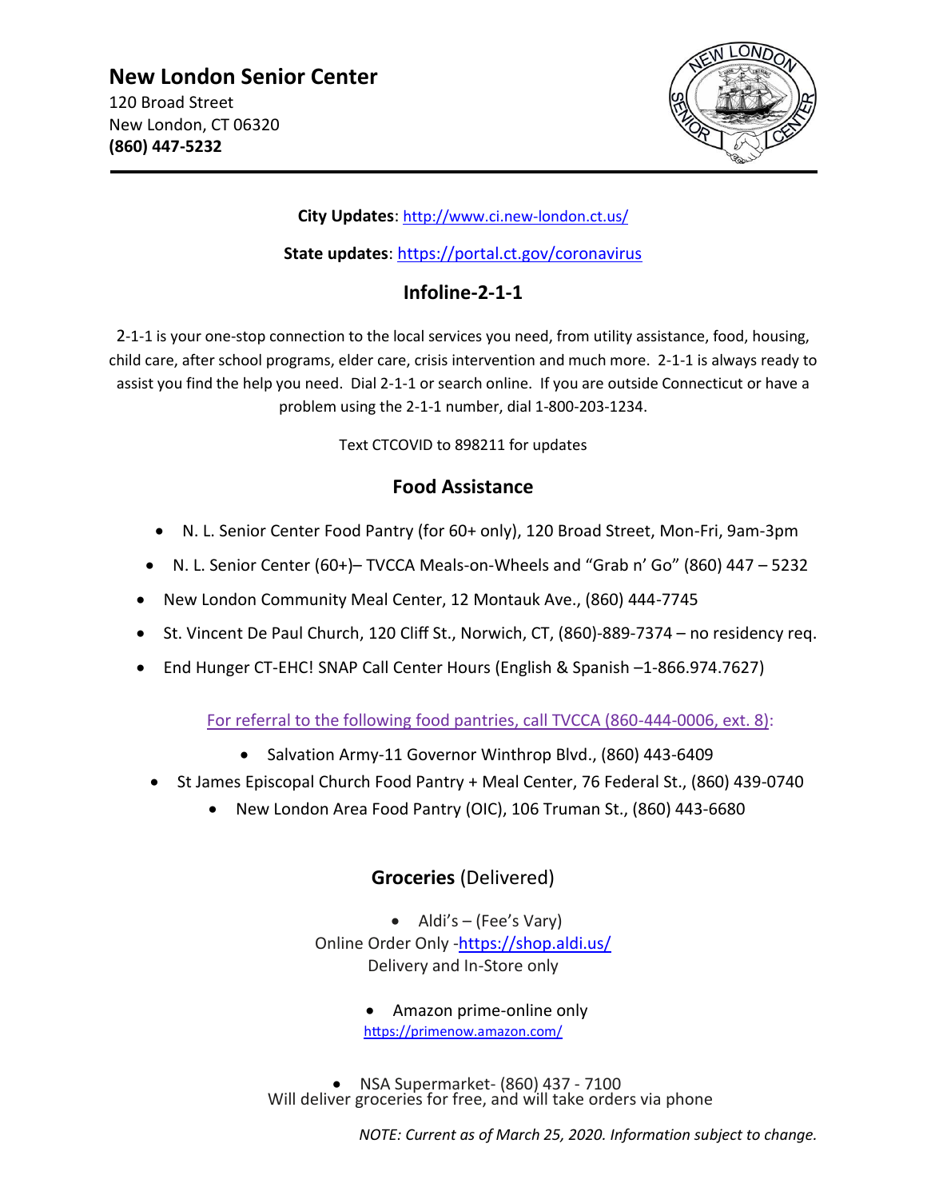# New London Senior Center

120 Broad Street
New London, CT 06320
**(860) 447-5232**

---

**City Updates**: http://www.ci.new-london.ct.us/

**State updates**: https://portal.ct.gov/coronavirus

## Infoline-2-1-1

2-1-1 is your one-stop connection to the local services you need, from utility assistance, food, housing, child care, after school programs, elder care, crisis intervention and much more. 2-1-1 is always ready to assist you find the help you need. Dial 2-1-1 or search online. If you are outside Connecticut or have a problem using the 2-1-1 number, dial 1-800-203-1234.

Text CTCOVID to 898211 for updates

## Food Assistance

- N. L. Senior Center Food Pantry (for 60+ only), 120 Broad Street, Mon-Fri, 9am-3pm
- N. L. Senior Center (60+)– TVCCA Meals-on-Wheels and "Grab n' Go" (860) 447 – 5232
- New London Community Meal Center, 12 Montauk Ave., (860) 444-7745
- St. Vincent De Paul Church, 120 Cliff St., Norwich, CT, (860)-889-7374 – no residency req.
- End Hunger CT-EHC! SNAP Call Center Hours (English & Spanish –1-866.974.7627)

For referral to the following food pantries, call TVCCA (860-444-0006, ext. 8):

- Salvation Army-11 Governor Winthrop Blvd., (860) 443-6409
- St James Episcopal Church Food Pantry + Meal Center, 76 Federal St., (860) 439-0740
- New London Area Food Pantry (OIC), 106 Truman St., (860) 443-6680

## Groceries (Delivered)

- Aldi's – (Fee's Vary)
  Online Order Only -https://shop.aldi.us/
  Delivery and In-Store only

- Amazon prime-online only
  https://primenow.amazon.com/

- NSA Supermarket- (860) 437 - 7100
  Will deliver groceries for free, and will take orders via phone

*NOTE: Current as of March 25, 2020. Information subject to change.*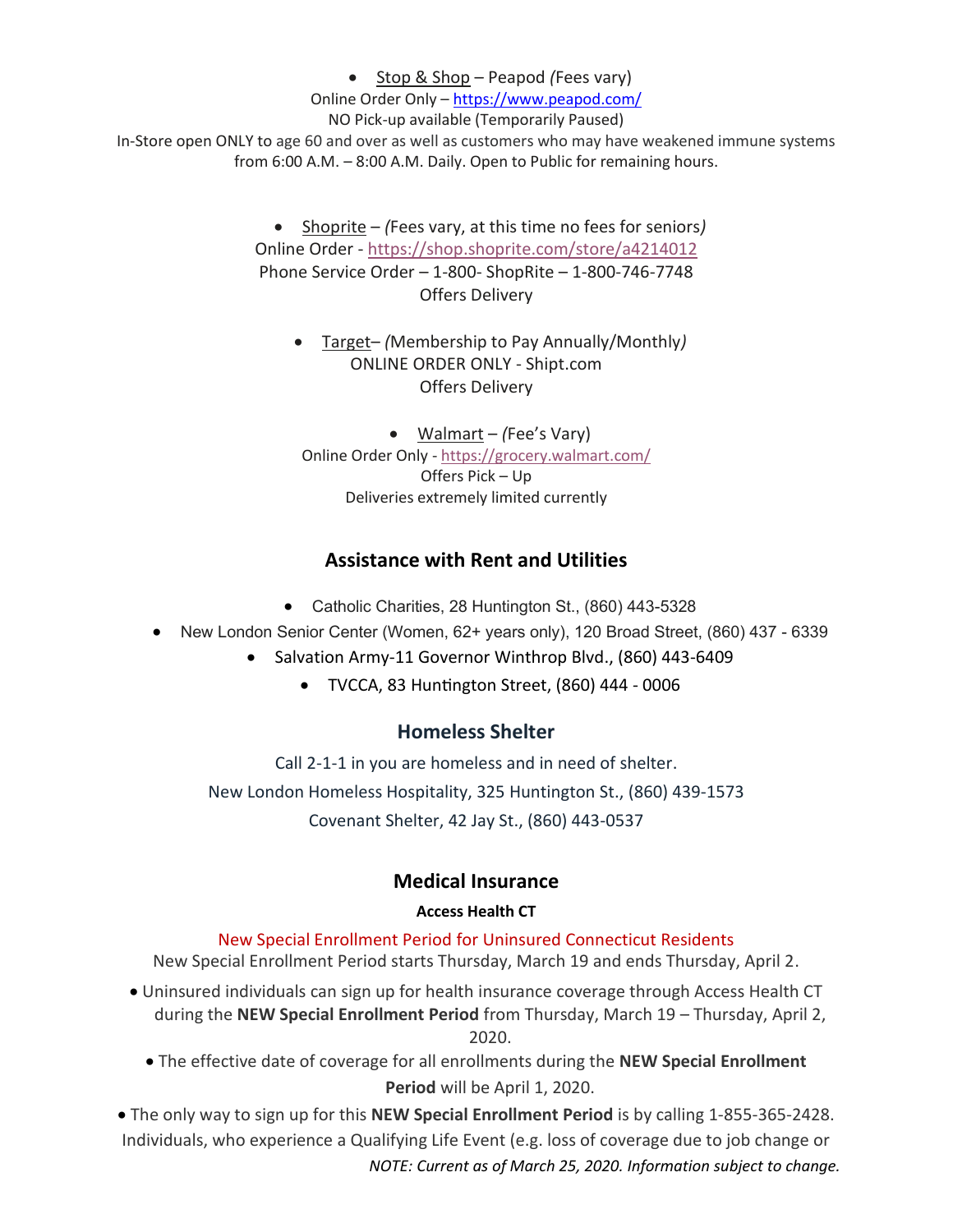- Stop & Shop – Peapod *(*Fees vary)

Online Order Only – https://www.peapod.com/
NO Pick-up available (Temporarily Paused)
In-Store open ONLY to age 60 and over as well as customers who may have weakened immune systems from 6:00 A.M. – 8:00 A.M. Daily. Open to Public for remaining hours.

- Shoprite – *(*Fees vary, at this time no fees for seniors*)*

Online Order - https://shop.shoprite.com/store/a4214012
Phone Service Order – 1-800- ShopRite – 1-800-746-7748
Offers Delivery

- Target– *(*Membership to Pay Annually/Monthly*)*

ONLINE ORDER ONLY - Shipt.com
Offers Delivery

- Walmart – *(*Fee's Vary)

Online Order Only - https://grocery.walmart.com/
Offers Pick – Up
Deliveries extremely limited currently

## Assistance with Rent and Utilities

- Catholic Charities, 28 Huntington St., (860) 443-5328
- New London Senior Center (Women, 62+ years only), 120 Broad Street, (860) 437 - 6339
- Salvation Army-11 Governor Winthrop Blvd., (860) 443-6409
- TVCCA, 83 Huntington Street, (860) 444 - 0006

## Homeless Shelter

Call 2-1-1 in you are homeless and in need of shelter.

New London Homeless Hospitality, 325 Huntington St., (860) 439-1573

Covenant Shelter, 42 Jay St., (860) 443-0537

## Medical Insurance

**Access Health CT**

New Special Enrollment Period for Uninsured Connecticut Residents

New Special Enrollment Period starts Thursday, March 19 and ends Thursday, April 2.

- Uninsured individuals can sign up for health insurance coverage through Access Health CT during the **NEW Special Enrollment Period** from Thursday, March 19 – Thursday, April 2, 2020.
- The effective date of coverage for all enrollments during the **NEW Special Enrollment Period** will be April 1, 2020.
- The only way to sign up for this **NEW Special Enrollment Period** is by calling 1-855-365-2428.

Individuals, who experience a Qualifying Life Event (e.g. loss of coverage due to job change or

*NOTE: Current as of March 25, 2020. Information subject to change.*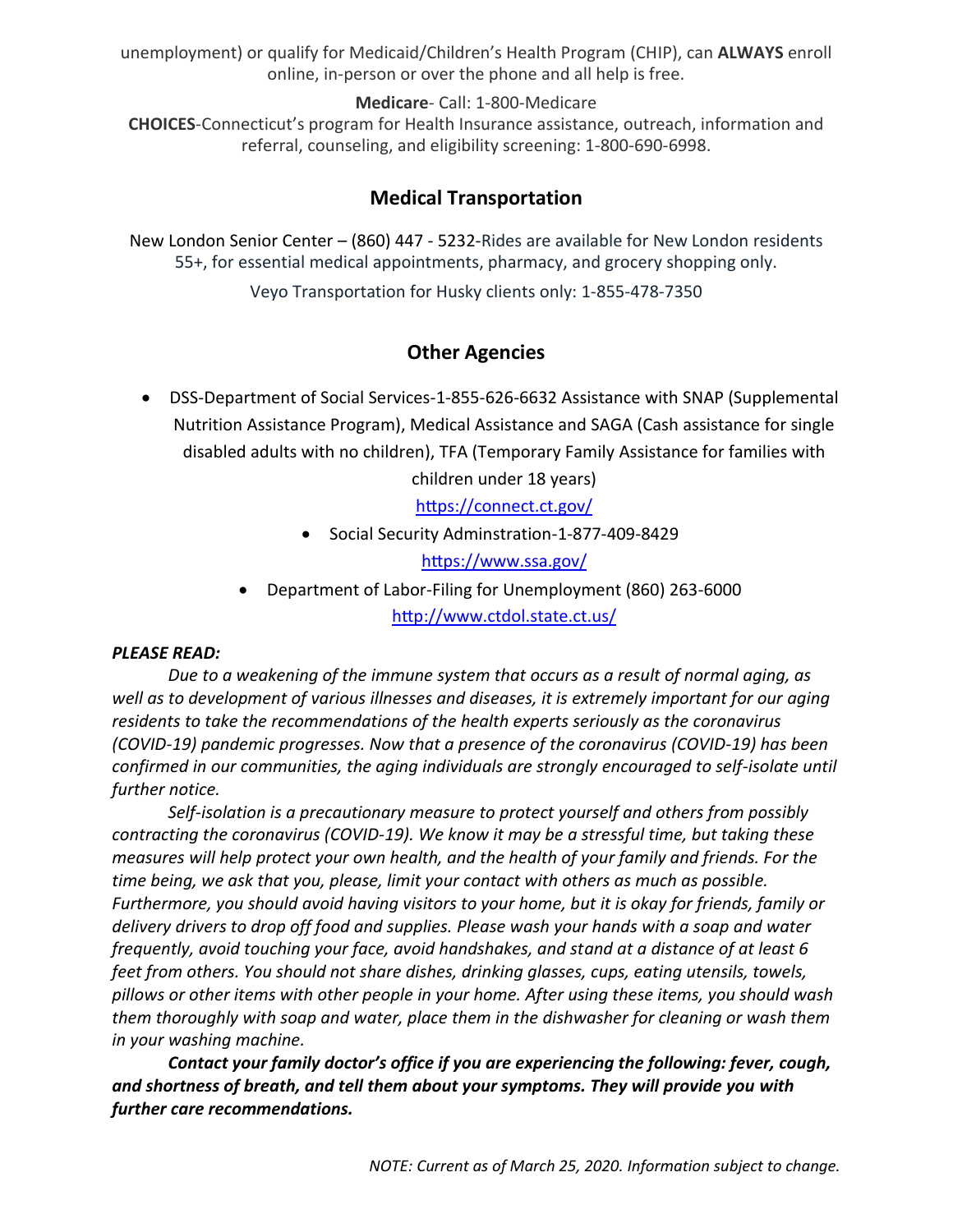unemployment) or qualify for Medicaid/Children's Health Program (CHIP), can **ALWAYS** enroll online, in-person or over the phone and all help is free.

**Medicare**- Call: 1-800-Medicare

**CHOICES**-Connecticut's program for Health Insurance assistance, outreach, information and referral, counseling, and eligibility screening: 1-800-690-6998.

## Medical Transportation

New London Senior Center – (860) 447 - 5232-Rides are available for New London residents 55+, for essential medical appointments, pharmacy, and grocery shopping only.

Veyo Transportation for Husky clients only: 1-855-478-7350

## Other Agencies

- DSS-Department of Social Services-1-855-626-6632 Assistance with SNAP (Supplemental Nutrition Assistance Program), Medical Assistance and SAGA (Cash assistance for single disabled adults with no children), TFA (Temporary Family Assistance for families with children under 18 years)
  https://connect.ct.gov/
- Social Security Adminstration-1-877-409-8429
  https://www.ssa.gov/
- Department of Labor-Filing for Unemployment (860) 263-6000
  http://www.ctdol.state.ct.us/

***PLEASE READ:***

*Due to a weakening of the immune system that occurs as a result of normal aging, as well as to development of various illnesses and diseases, it is extremely important for our aging residents to take the recommendations of the health experts seriously as the coronavirus (COVID-19) pandemic progresses. Now that a presence of the coronavirus (COVID-19) has been confirmed in our communities, the aging individuals are strongly encouraged to self-isolate until further notice.*

*Self-isolation is a precautionary measure to protect yourself and others from possibly contracting the coronavirus (COVID-19). We know it may be a stressful time, but taking these measures will help protect your own health, and the health of your family and friends. For the time being, we ask that you, please, limit your contact with others as much as possible. Furthermore, you should avoid having visitors to your home, but it is okay for friends, family or delivery drivers to drop off food and supplies. Please wash your hands with a soap and water frequently, avoid touching your face, avoid handshakes, and stand at a distance of at least 6 feet from others. You should not share dishes, drinking glasses, cups, eating utensils, towels, pillows or other items with other people in your home. After using these items, you should wash them thoroughly with soap and water, place them in the dishwasher for cleaning or wash them in your washing machine.*

***Contact your family doctor's office if you are experiencing the following: fever, cough, and shortness of breath, and tell them about your symptoms. They will provide you with further care recommendations.***

*NOTE: Current as of March 25, 2020. Information subject to change.*